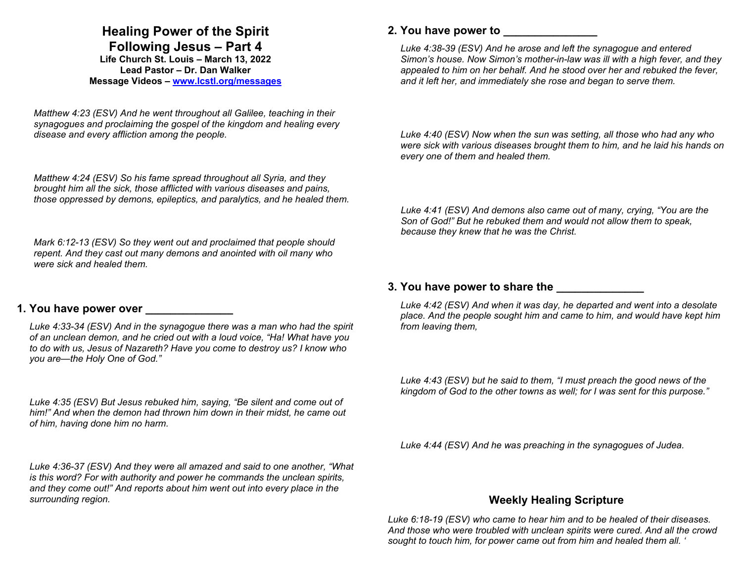# Healing Power of the Spirit
## Following Jesus – Part 4

**Life Church St. Louis – March 13, 2022**
**Lead Pastor – Dr. Dan Walker**
**Message Videos – www.lcstl.org/messages**

*Matthew 4:23 (ESV) And he went throughout all Galilee, teaching in their synagogues and proclaiming the gospel of the kingdom and healing every disease and every affliction among the people.*

*Matthew 4:24 (ESV) So his fame spread throughout all Syria, and they brought him all the sick, those afflicted with various diseases and pains, those oppressed by demons, epileptics, and paralytics, and he healed them.*

*Mark 6:12-13 (ESV) So they went out and proclaimed that people should repent. And they cast out many demons and anointed with oil many who were sick and healed them.*

### 1. You have power over ______________

*Luke 4:33-34 (ESV) And in the synagogue there was a man who had the spirit of an unclean demon, and he cried out with a loud voice, "Ha! What have you to do with us, Jesus of Nazareth? Have you come to destroy us? I know who you are—the Holy One of God."*

*Luke 4:35 (ESV) But Jesus rebuked him, saying, "Be silent and come out of him!" And when the demon had thrown him down in their midst, he came out of him, having done him no harm.*

*Luke 4:36-37 (ESV) And they were all amazed and said to one another, "What is this word? For with authority and power he commands the unclean spirits, and they come out!" And reports about him went out into every place in the surrounding region.*

### 2. You have power to _______________

*Luke 4:38-39 (ESV) And he arose and left the synagogue and entered Simon's house. Now Simon's mother-in-law was ill with a high fever, and they appealed to him on her behalf. And he stood over her and rebuked the fever, and it left her, and immediately she rose and began to serve them.*

*Luke 4:40 (ESV) Now when the sun was setting, all those who had any who were sick with various diseases brought them to him, and he laid his hands on every one of them and healed them.*

*Luke 4:41 (ESV) And demons also came out of many, crying, "You are the Son of God!" But he rebuked them and would not allow them to speak, because they knew that he was the Christ.*

### 3. You have power to share the ______________

*Luke 4:42 (ESV) And when it was day, he departed and went into a desolate place. And the people sought him and came to him, and would have kept him from leaving them,*

*Luke 4:43 (ESV) but he said to them, "I must preach the good news of the kingdom of God to the other towns as well; for I was sent for this purpose."*

*Luke 4:44 (ESV) And he was preaching in the synagogues of Judea.*

### Weekly Healing Scripture

*Luke 6:18-19 (ESV) who came to hear him and to be healed of their diseases. And those who were troubled with unclean spirits were cured. And all the crowd sought to touch him, for power came out from him and healed them all. '*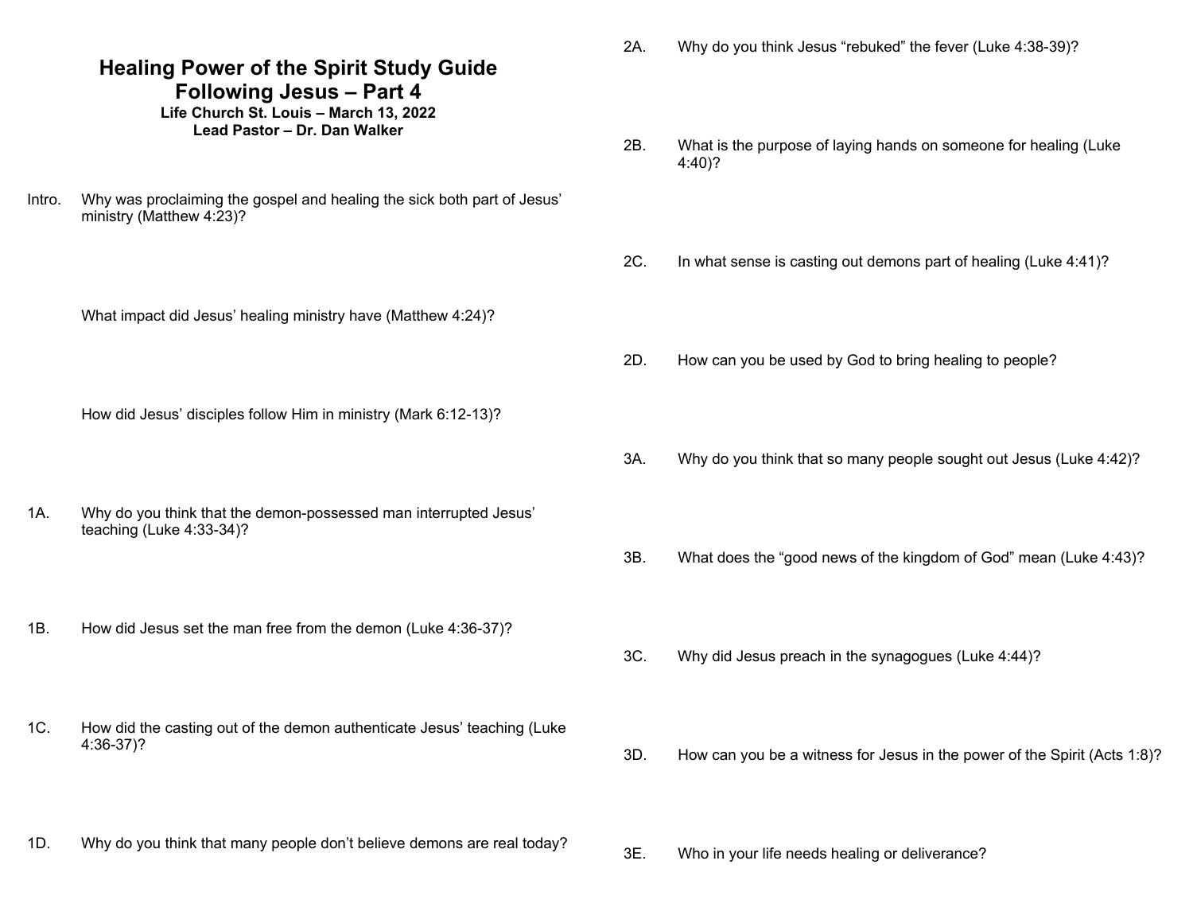# Healing Power of the Spirit Study Guide
## Following Jesus – Part 4
**Life Church St. Louis – March 13, 2022**
**Lead Pastor – Dr. Dan Walker**

Intro. Why was proclaiming the gospel and healing the sick both part of Jesus' ministry (Matthew 4:23)?

What impact did Jesus' healing ministry have (Matthew 4:24)?

How did Jesus' disciples follow Him in ministry (Mark 6:12-13)?

1A. Why do you think that the demon-possessed man interrupted Jesus' teaching (Luke 4:33-34)?

1B. How did Jesus set the man free from the demon (Luke 4:36-37)?

1C. How did the casting out of the demon authenticate Jesus' teaching (Luke 4:36-37)?

1D. Why do you think that many people don't believe demons are real today?

2A. Why do you think Jesus "rebuked" the fever (Luke 4:38-39)?

2B. What is the purpose of laying hands on someone for healing (Luke 4:40)?

2C. In what sense is casting out demons part of healing (Luke 4:41)?

2D. How can you be used by God to bring healing to people?

3A. Why do you think that so many people sought out Jesus (Luke 4:42)?

3B. What does the "good news of the kingdom of God" mean (Luke 4:43)?

3C. Why did Jesus preach in the synagogues (Luke 4:44)?

3D. How can you be a witness for Jesus in the power of the Spirit (Acts 1:8)?

3E. Who in your life needs healing or deliverance?